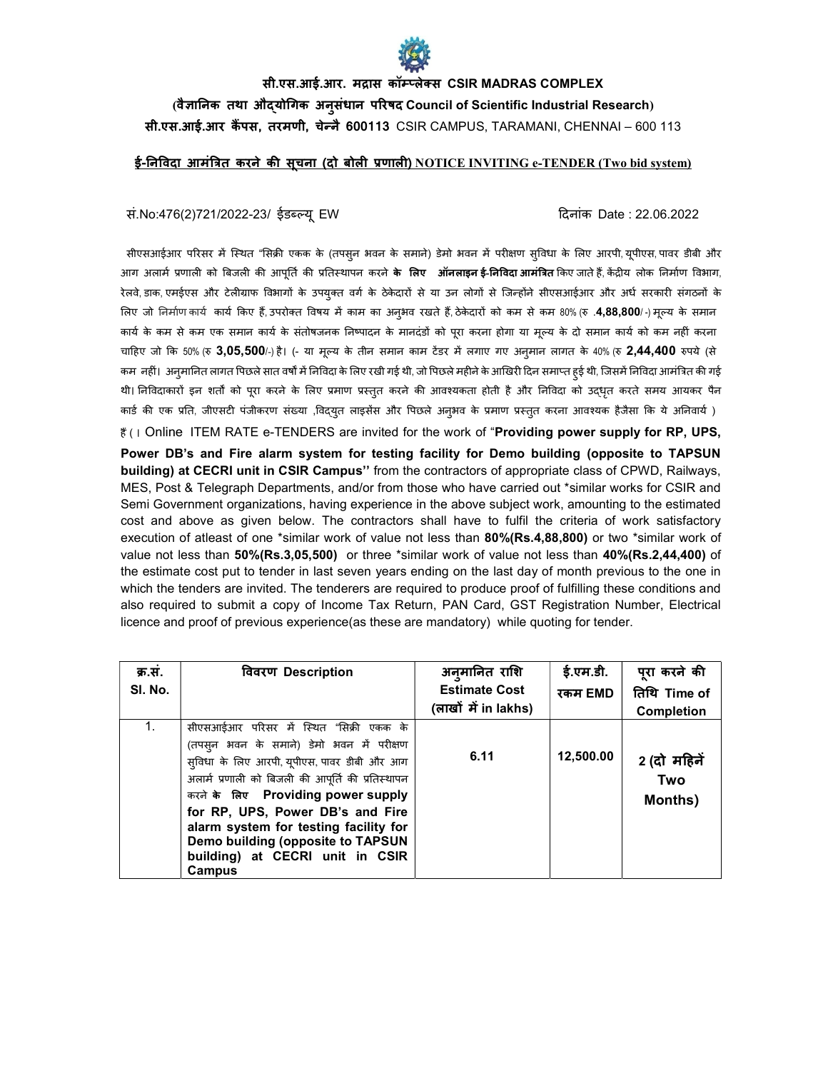**सी.एस.आई.आर. मद्रास कॉम्प्लेक्स CSIR MADRAS COMPLEX**

**(वैज्ञानिक तथा औद्योगिक अनुसंधान परिषद Council of Scientific Industrial Research)**

**सी.एस.आई.आर कैंपस, तरमणी, चेन्नै 600113** CSIR CAMPUS, TARAMANI, CHENNAI – 600 113

## ई-निविदा आमंत्रित करने की सूचना (दो बोली प्रणाली) NOTICE INVITING e-TENDER (Two bid system)

सं.No:476(2)721/2022-23/ ईडब्ल्यू EW                                                                 दिनांक Date : 22.06.2022

सीएसआईआर परिसर में स्थित "सिक्री एकक के (तपसुन भवन के समाने) डेमो भवन में परीक्षण सुविधा के लिए आरपी, यूपीएस, पावर डीबी और आग अलार्म प्रणाली को बिजली की आपूर्ति की प्रतिस्थापन करने **के लिए ऑनलाइन ई-निविदा आमंत्रित** किए जाते हैं, केंद्रीय लोक निर्माण विभाग, रेलवे, डाक, एमईएस और टेलीग्राफ विभागों के उपयुक्त वर्ग के ठेकेदारों से या उन लोगों से जिन्होंने सीएसआईआर और अर्ध सरकारी संगठनों के लिए जो निर्माण कार्य कार्य किए हैं, उपरोक्त विषय में काम का अनुभव रखते हैं, ठेकेदारों को कम से कम 80% (रु .**4,88,800**/-) मूल्य के समान कार्य के कम से कम एक समान कार्य के संतोषजनक निष्पादन के मानदंडों को पूरा करना होगा या मूल्य के दो समान कार्य को कम नहीं करना चाहिए जो कि 50% (रु **3,05,500**/-) है। (- या मूल्य के तीन समान काम टेंडर में लगाए गए अनुमान लागत के 40% (रु **2,44,400** रुपये (से कम नहीं। अनुमानित लागत पिछले सात वर्षों में निविदा के लिए रखी गई थी, जो पिछले महीने के आखिरी दिन समाप्त हुई थी, जिसमें निविदा आमंत्रित की गई थी। निविदाकारों इन शर्तों को पूरा करने के लिए प्रमाण प्रस्तुत करने की आवश्यकता होती है और निविदा को उद्धृत करते समय आयकर पैन कार्ड की एक प्रति, जीएसटी पंजीकरण संख्या ,विद्युत लाइसेंस और पिछले अनुभव के प्रमाण प्रस्तुत करना आवश्यक हैजैसा कि ये अनिवार्य ) हैं ( । Online ITEM RATE e-TENDERS are invited for the work of "**Providing power supply for RP, UPS, Power DB's and Fire alarm system for testing facility for Demo building (opposite to TAPSUN building) at CECRI unit in CSIR Campus''** from the contractors of appropriate class of CPWD, Railways, MES, Post & Telegraph Departments, and/or from those who have carried out *similar works for CSIR and Semi Government organizations, having experience in the above subject work, amounting to the estimated cost and above as given below. The contractors shall have to fulfil the criteria of work satisfactory execution of atleast of one *similar work of value not less than **80%(Rs.4,88,800)** or two *similar work of value not less than **50%(Rs.3,05,500)** or three *similar work of value not less than **40%(Rs.2,44,400)** of the estimate cost put to tender in last seven years ending on the last day of month previous to the one in which the tenders are invited. The tenderers are required to produce proof of fulfilling these conditions and also required to submit a copy of Income Tax Return, PAN Card, GST Registration Number, Electrical licence and proof of previous experience(as these are mandatory) while quoting for tender.

| क्र.सं. Sl. No. | विवरण Description | अनुमानित राशि Estimate Cost (लाखों में in lakhs) | ई.एम.डी. रकम EMD | पूरा करने की तिथि Time of Completion |
|---|---|---|---|---|
| 1. | सीएसआईआर परिसर में स्थित "सिक्री एकक के (तपसुन भवन के समाने) डेमो भवन में परीक्षण सुविधा के लिए आरपी, यूपीएस, पावर डीबी और आग अलार्म प्रणाली को बिजली की आपूर्ति की प्रतिस्थापन करने **के लिए Providing power supply for RP, UPS, Power DB's and Fire alarm system for testing facility for Demo building (opposite to TAPSUN building) at CECRI unit in CSIR Campus** | 6.11 | 12,500.00 | **2 (दो महिनें Two Months)** |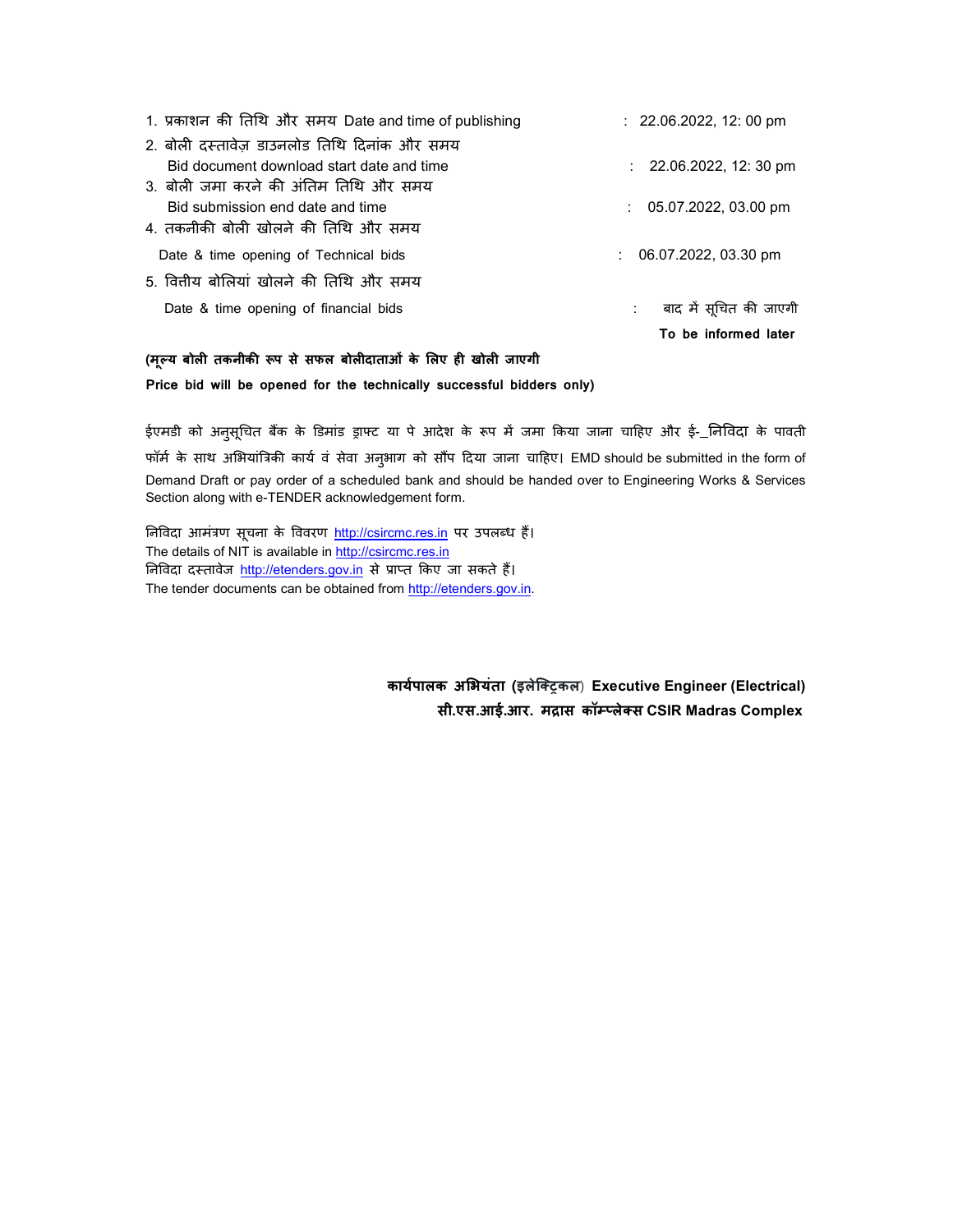1. प्रकाशन की तिथि और समय Date and time of publishing : 22.06.2022, 12: 00 pm
2. बोली दस्तावेज़ डाउनलोड तिथि दिनांक और समय
   Bid document download start date and time : 22.06.2022, 12: 30 pm
3. बोली जमा करने की अंतिम तिथि और समय
   Bid submission end date and time : 05.07.2022, 03.00 pm
4. तकनीकी बोली खोलने की तिथि और समय
   Date & time opening of Technical bids : 06.07.2022, 03.30 pm
5. वित्तीय बोलियां खोलने की तिथि और समय
   Date & time opening of financial bids : बाद में सूचित की जाएगी
   **To be informed later**

**(मूल्य बोली तकनीकी रूप से सफल बोलीदाताओं के लिए ही खोली जाएगी**

**Price bid will be opened for the technically successful bidders only)**

ईएमडी को अनुसूचित बैंक के डिमांड ड्राफ्ट या पे आदेश के रूप में जमा किया जाना चाहिए और ई-_निविदा के पावती फॉर्म के साथ अभियांत्रिकी कार्य वं सेवा अनुभाग को सौंप दिया जाना चाहिए। EMD should be submitted in the form of Demand Draft or pay order of a scheduled bank and should be handed over to Engineering Works & Services Section along with e-TENDER acknowledgement form.

निविदा आमंत्रण सूचना के विवरण http://csircmc.res.in पर उपलब्ध हैं।
The details of NIT is available in http://csircmc.res.in
निविदा दस्तावेज http://etenders.gov.in से प्राप्त किए जा सकते हैं।
The tender documents can be obtained from http://etenders.gov.in.

**कार्यपालक अभियंता (इलेक्ट्रिकल) Executive Engineer (Electrical)**
**सी.एस.आई.आर. मद्रास कॉम्प्लेक्स CSIR Madras Complex**